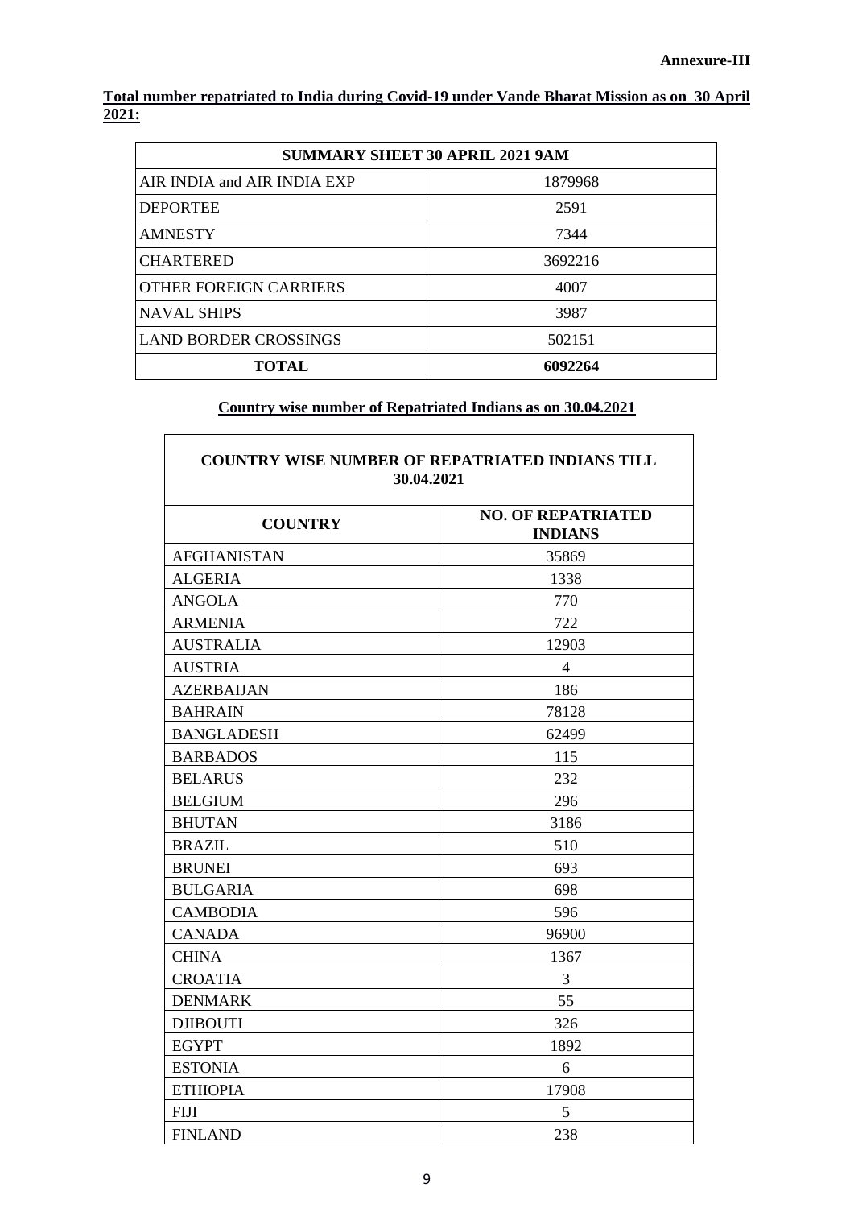**Annexure-III**

**Total number repatriated to India during Covid-19 under Vande Bharat Mission as on 30 April 2021:**

| SUMMARY SHEET 30 APRIL 2021 9AM | |
|---|---|
| AIR INDIA and AIR INDIA EXP | 1879968 |
| DEPORTEE | 2591 |
| AMNESTY | 7344 |
| CHARTERED | 3692216 |
| OTHER FOREIGN CARRIERS | 4007 |
| NAVAL SHIPS | 3987 |
| LAND BORDER CROSSINGS | 502151 |
| **TOTAL** | **6092264** |

**Country wise number of Repatriated Indians as on 30.04.2021**

| COUNTRY WISE NUMBER OF REPATRIATED INDIANS TILL 30.04.2021 | |
|---|---|
| **COUNTRY** | **NO. OF REPATRIATED INDIANS** |
| AFGHANISTAN | 35869 |
| ALGERIA | 1338 |
| ANGOLA | 770 |
| ARMENIA | 722 |
| AUSTRALIA | 12903 |
| AUSTRIA | 4 |
| AZERBAIJAN | 186 |
| BAHRAIN | 78128 |
| BANGLADESH | 62499 |
| BARBADOS | 115 |
| BELARUS | 232 |
| BELGIUM | 296 |
| BHUTAN | 3186 |
| BRAZIL | 510 |
| BRUNEI | 693 |
| BULGARIA | 698 |
| CAMBODIA | 596 |
| CANADA | 96900 |
| CHINA | 1367 |
| CROATIA | 3 |
| DENMARK | 55 |
| DJIBOUTI | 326 |
| EGYPT | 1892 |
| ESTONIA | 6 |
| ETHIOPIA | 17908 |
| FIJI | 5 |
| FINLAND | 238 |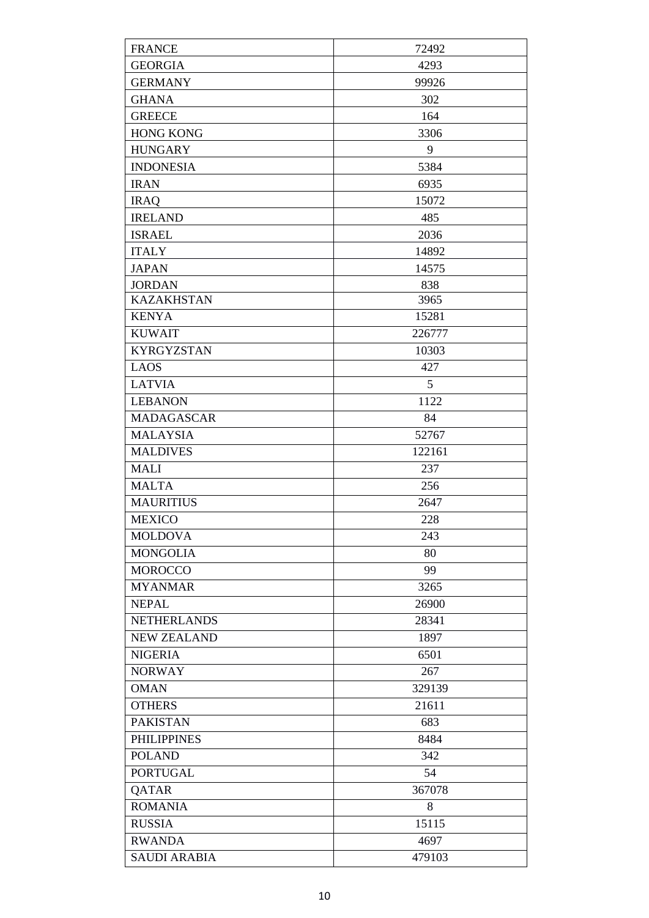| FRANCE | 72492 |
|---|---|
| GEORGIA | 4293 |
| GERMANY | 99926 |
| GHANA | 302 |
| GREECE | 164 |
| HONG KONG | 3306 |
| HUNGARY | 9 |
| INDONESIA | 5384 |
| IRAN | 6935 |
| IRAQ | 15072 |
| IRELAND | 485 |
| ISRAEL | 2036 |
| ITALY | 14892 |
| JAPAN | 14575 |
| JORDAN | 838 |
| KAZAKHSTAN | 3965 |
| KENYA | 15281 |
| KUWAIT | 226777 |
| KYRGYZSTAN | 10303 |
| LAOS | 427 |
| LATVIA | 5 |
| LEBANON | 1122 |
| MADAGASCAR | 84 |
| MALAYSIA | 52767 |
| MALDIVES | 122161 |
| MALI | 237 |
| MALTA | 256 |
| MAURITIUS | 2647 |
| MEXICO | 228 |
| MOLDOVA | 243 |
| MONGOLIA | 80 |
| MOROCCO | 99 |
| MYANMAR | 3265 |
| NEPAL | 26900 |
| NETHERLANDS | 28341 |
| NEW ZEALAND | 1897 |
| NIGERIA | 6501 |
| NORWAY | 267 |
| OMAN | 329139 |
| OTHERS | 21611 |
| PAKISTAN | 683 |
| PHILIPPINES | 8484 |
| POLAND | 342 |
| PORTUGAL | 54 |
| QATAR | 367078 |
| ROMANIA | 8 |
| RUSSIA | 15115 |
| RWANDA | 4697 |
| SAUDI ARABIA | 479103 |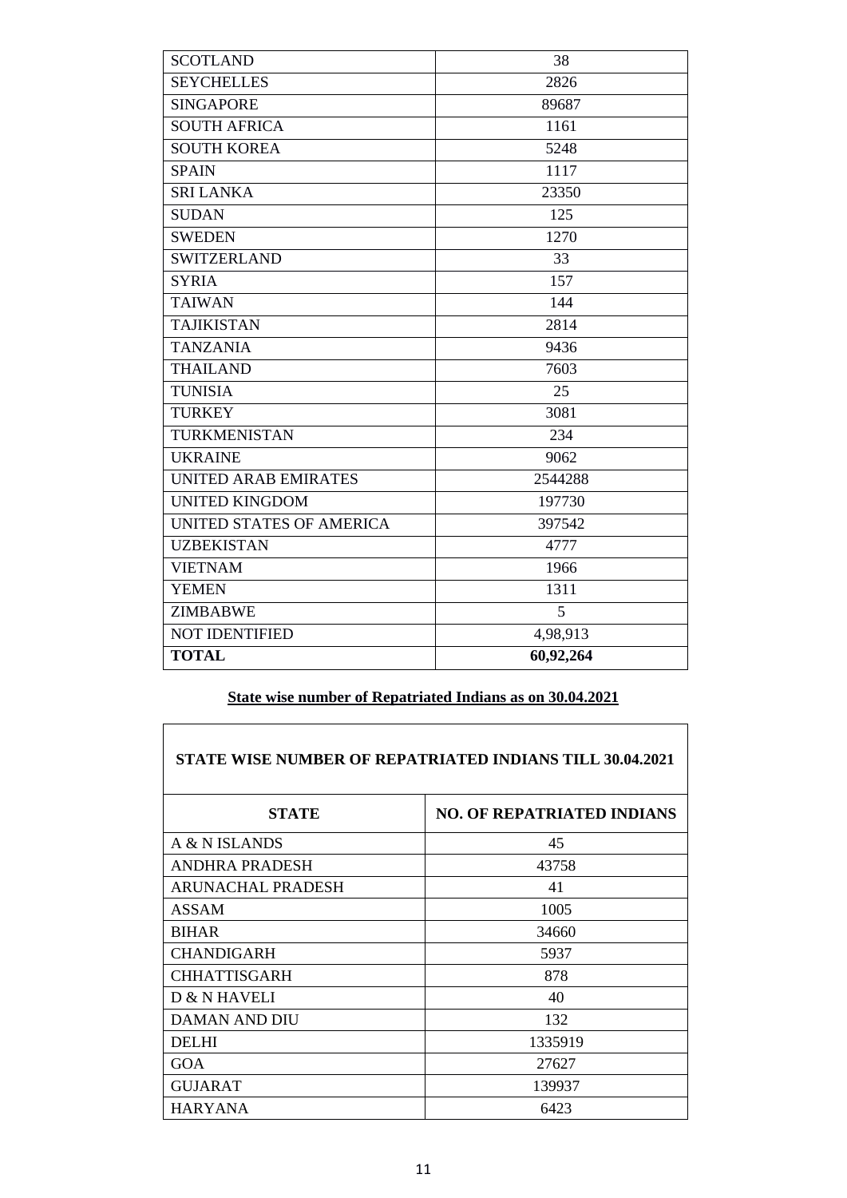| SCOTLAND | 38 |
|---|---|
| SEYCHELLES | 2826 |
| SINGAPORE | 89687 |
| SOUTH AFRICA | 1161 |
| SOUTH KOREA | 5248 |
| SPAIN | 1117 |
| SRI LANKA | 23350 |
| SUDAN | 125 |
| SWEDEN | 1270 |
| SWITZERLAND | 33 |
| SYRIA | 157 |
| TAIWAN | 144 |
| TAJIKISTAN | 2814 |
| TANZANIA | 9436 |
| THAILAND | 7603 |
| TUNISIA | 25 |
| TURKEY | 3081 |
| TURKMENISTAN | 234 |
| UKRAINE | 9062 |
| UNITED ARAB EMIRATES | 2544288 |
| UNITED KINGDOM | 197730 |
| UNITED STATES OF AMERICA | 397542 |
| UZBEKISTAN | 4777 |
| VIETNAM | 1966 |
| YEMEN | 1311 |
| ZIMBABWE | 5 |
| NOT IDENTIFIED | 4,98,913 |
| **TOTAL** | **60,92,264** |

**State wise number of Repatriated Indians as on 30.04.2021**

| STATE WISE NUMBER OF REPATRIATED INDIANS TILL 30.04.2021 | |
|---|---|
| **STATE** | **NO. OF REPATRIATED INDIANS** |
| A & N ISLANDS | 45 |
| ANDHRA PRADESH | 43758 |
| ARUNACHAL PRADESH | 41 |
| ASSAM | 1005 |
| BIHAR | 34660 |
| CHANDIGARH | 5937 |
| CHHATTISGARH | 878 |
| D & N HAVELI | 40 |
| DAMAN AND DIU | 132 |
| DELHI | 1335919 |
| GOA | 27627 |
| GUJARAT | 139937 |
| HARYANA | 6423 |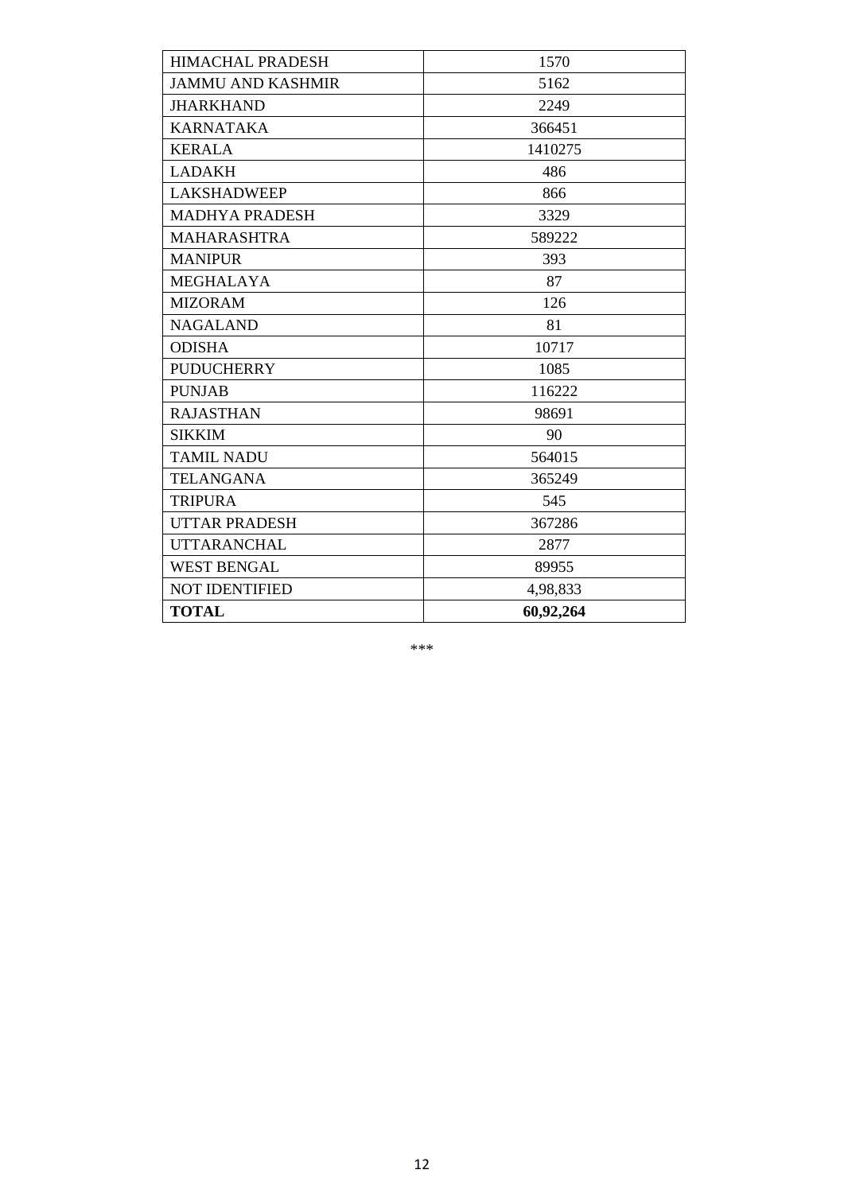| | |
|---|---|
| HIMACHAL PRADESH | 1570 |
| JAMMU AND KASHMIR | 5162 |
| JHARKHAND | 2249 |
| KARNATAKA | 366451 |
| KERALA | 1410275 |
| LADAKH | 486 |
| LAKSHADWEEP | 866 |
| MADHYA PRADESH | 3329 |
| MAHARASHTRA | 589222 |
| MANIPUR | 393 |
| MEGHALAYA | 87 |
| MIZORAM | 126 |
| NAGALAND | 81 |
| ODISHA | 10717 |
| PUDUCHERRY | 1085 |
| PUNJAB | 116222 |
| RAJASTHAN | 98691 |
| SIKKIM | 90 |
| TAMIL NADU | 564015 |
| TELANGANA | 365249 |
| TRIPURA | 545 |
| UTTAR PRADESH | 367286 |
| UTTARANCHAL | 2877 |
| WEST BENGAL | 89955 |
| NOT IDENTIFIED | 4,98,833 |
| **TOTAL** | **60,92,264** |

***